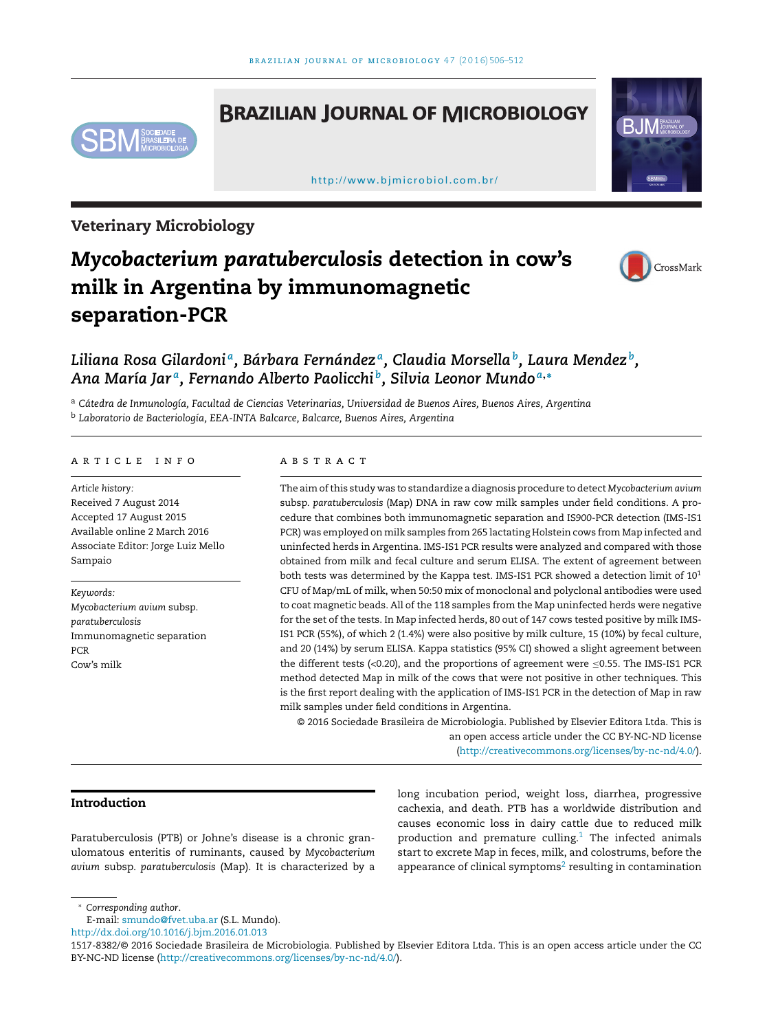Veterinary Microbiology

# *Mycobacterium paratuberculosis* detection in cow's milk in Argentina by immunomagnetic separation-PCR

*Liliana Rosa Gilardoni*[a], *Bárbara Fernández*[a], *Claudia Morsella*[b], *Laura Mendez*[b], *Ana María Jar*[a], *Fernando Alberto Paolicchi*[b], *Silvia Leonor Mundo*[a,*]

[a] *Cátedra de Inmunología, Facultad de Ciencias Veterinarias, Universidad de Buenos Aires, Buenos Aires, Argentina*
[b] *Laboratorio de Bacteriología, EEA-INTA Balcarce, Balcarce, Buenos Aires, Argentina*

## ARTICLE INFO

*Article history:*
Received 7 August 2014
Accepted 17 August 2015
Available online 2 March 2016
Associate Editor: Jorge Luiz Mello Sampaio

*Keywords:*
*Mycobacterium avium* subsp. *paratuberculosis*
Immunomagnetic separation
PCR
Cow's milk

## ABSTRACT

The aim of this study was to standardize a diagnosis procedure to detect *Mycobacterium avium* subsp. *paratuberculosis* (Map) DNA in raw cow milk samples under field conditions. A procedure that combines both immunomagnetic separation and IS900-PCR detection (IMS-IS1 PCR) was employed on milk samples from 265 lactating Holstein cows from Map infected and uninfected herds in Argentina. IMS-IS1 PCR results were analyzed and compared with those obtained from milk and fecal culture and serum ELISA. The extent of agreement between both tests was determined by the Kappa test. IMS-IS1 PCR showed a detection limit of $10^1$ CFU of Map/mL of milk, when 50:50 mix of monoclonal and polyclonal antibodies were used to coat magnetic beads. All of the 118 samples from the Map uninfected herds were negative for the set of the tests. In Map infected herds, 80 out of 147 cows tested positive by milk IMS-IS1 PCR (55%), of which 2 (1.4%) were also positive by milk culture, 15 (10%) by fecal culture, and 20 (14%) by serum ELISA. Kappa statistics (95% CI) showed a slight agreement between the different tests (<0.20), and the proportions of agreement were ≤0.55. The IMS-IS1 PCR method detected Map in milk of the cows that were not positive in other techniques. This is the first report dealing with the application of IMS-IS1 PCR in the detection of Map in raw milk samples under field conditions in Argentina.

© 2016 Sociedade Brasileira de Microbiologia. Published by Elsevier Editora Ltda. This is an open access article under the CC BY-NC-ND license (http://creativecommons.org/licenses/by-nc-nd/4.0/).

## Introduction

Paratuberculosis (PTB) or Johne's disease is a chronic granulomatous enteritis of ruminants, caused by *Mycobacterium avium* subsp. *paratuberculosis* (Map). It is characterized by a long incubation period, weight loss, diarrhea, progressive cachexia, and death. PTB has a worldwide distribution and causes economic loss in dairy cattle due to reduced milk production and premature culling.[1] The infected animals start to excrete Map in feces, milk, and colostrums, before the appearance of clinical symptoms[2] resulting in contamination

* *Corresponding author.*
E-mail: smundo@fvet.uba.ar (S.L. Mundo).
http://dx.doi.org/10.1016/j.bjm.2016.01.013
1517-8382/© 2016 Sociedade Brasileira de Microbiologia. Published by Elsevier Editora Ltda. This is an open access article under the CC BY-NC-ND license (http://creativecommons.org/licenses/by-nc-nd/4.0/).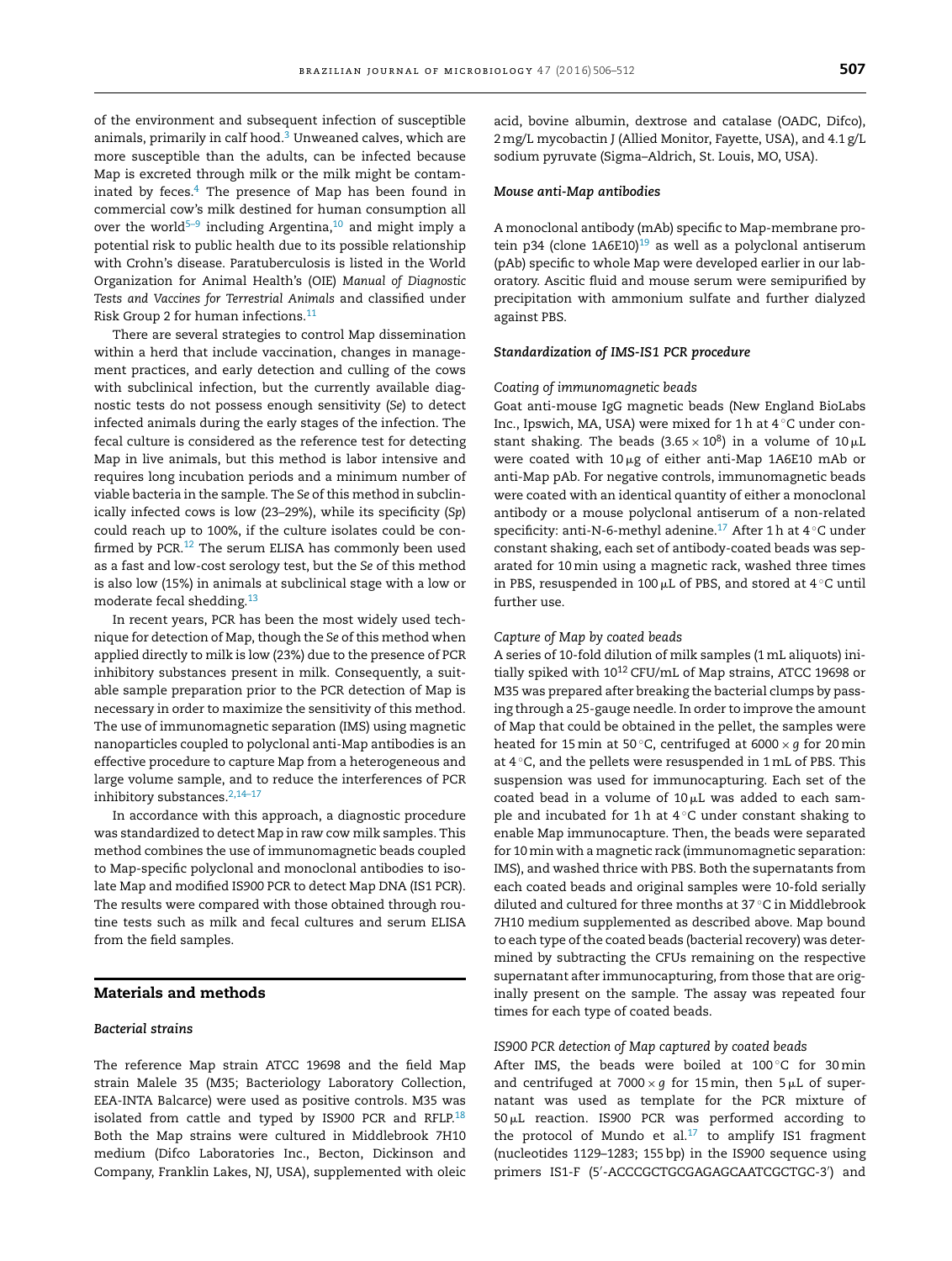of the environment and subsequent infection of susceptible animals, primarily in calf hood.[3] Unweaned calves, which are more susceptible than the adults, can be infected because Map is excreted through milk or the milk might be contaminated by feces.[4] The presence of Map has been found in commercial cow's milk destined for human consumption all over the world[5–9] including Argentina,[10] and might imply a potential risk to public health due to its possible relationship with Crohn's disease. Paratuberculosis is listed in the World Organization for Animal Health's (OIE) *Manual of Diagnostic Tests and Vaccines for Terrestrial Animals* and classified under Risk Group 2 for human infections.[11]

There are several strategies to control Map dissemination within a herd that include vaccination, changes in management practices, and early detection and culling of the cows with subclinical infection, but the currently available diagnostic tests do not possess enough sensitivity (*Se*) to detect infected animals during the early stages of the infection. The fecal culture is considered as the reference test for detecting Map in live animals, but this method is labor intensive and requires long incubation periods and a minimum number of viable bacteria in the sample. The *Se* of this method in subclinically infected cows is low (23–29%), while its specificity (*Sp*) could reach up to 100%, if the culture isolates could be confirmed by PCR.[12] The serum ELISA has commonly been used as a fast and low-cost serology test, but the *Se* of this method is also low (15%) in animals at subclinical stage with a low or moderate fecal shedding.[13]

In recent years, PCR has been the most widely used technique for detection of Map, though the *Se* of this method when applied directly to milk is low (23%) due to the presence of PCR inhibitory substances present in milk. Consequently, a suitable sample preparation prior to the PCR detection of Map is necessary in order to maximize the sensitivity of this method. The use of immunomagnetic separation (IMS) using magnetic nanoparticles coupled to polyclonal anti-Map antibodies is an effective procedure to capture Map from a heterogeneous and large volume sample, and to reduce the interferences of PCR inhibitory substances.[2,14–17]

In accordance with this approach, a diagnostic procedure was standardized to detect Map in raw cow milk samples. This method combines the use of immunomagnetic beads coupled to Map-specific polyclonal and monoclonal antibodies to isolate Map and modified IS900 PCR to detect Map DNA (IS1 PCR). The results were compared with those obtained through routine tests such as milk and fecal cultures and serum ELISA from the field samples.

## Materials and methods

### Bacterial strains

The reference Map strain ATCC 19698 and the field Map strain Malele 35 (M35; Bacteriology Laboratory Collection, EEA-INTA Balcarce) were used as positive controls. M35 was isolated from cattle and typed by IS900 PCR and RFLP.[18] Both the Map strains were cultured in Middlebrook 7H10 medium (Difco Laboratories Inc., Becton, Dickinson and Company, Franklin Lakes, NJ, USA), supplemented with oleic acid, bovine albumin, dextrose and catalase (OADC, Difco), 2 mg/L mycobactin J (Allied Monitor, Fayette, USA), and 4.1 g/L sodium pyruvate (Sigma–Aldrich, St. Louis, MO, USA).

### Mouse anti-Map antibodies

A monoclonal antibody (mAb) specific to Map-membrane protein p34 (clone 1A6E10)[19] as well as a polyclonal antiserum (pAb) specific to whole Map were developed earlier in our laboratory. Ascitic fluid and mouse serum were semipurified by precipitation with ammonium sulfate and further dialyzed against PBS.

### Standardization of IMS-IS1 PCR procedure

#### Coating of immunomagnetic beads

Goat anti-mouse IgG magnetic beads (New England BioLabs Inc., Ipswich, MA, USA) were mixed for 1 h at 4 °C under constant shaking. The beads ($3.65 \times 10^8$) in a volume of 10 μL were coated with 10 μg of either anti-Map 1A6E10 mAb or anti-Map pAb. For negative controls, immunomagnetic beads were coated with an identical quantity of either a monoclonal antibody or a mouse polyclonal antiserum of a non-related specificity: anti-N-6-methyl adenine.[17] After 1 h at 4 °C under constant shaking, each set of antibody-coated beads was separated for 10 min using a magnetic rack, washed three times in PBS, resuspended in 100 μL of PBS, and stored at 4 °C until further use.

#### Capture of Map by coated beads

A series of 10-fold dilution of milk samples (1 mL aliquots) initially spiked with $10^{12}$ CFU/mL of Map strains, ATCC 19698 or M35 was prepared after breaking the bacterial clumps by passing through a 25-gauge needle. In order to improve the amount of Map that could be obtained in the pellet, the samples were heated for 15 min at 50 °C, centrifuged at 6000 × *g* for 20 min at 4 °C, and the pellets were resuspended in 1 mL of PBS. This suspension was used for immunocapturing. Each set of the coated bead in a volume of 10 μL was added to each sample and incubated for 1 h at 4 °C under constant shaking to enable Map immunocapture. Then, the beads were separated for 10 min with a magnetic rack (immunomagnetic separation: IMS), and washed thrice with PBS. Both the supernatants from each coated beads and original samples were 10-fold serially diluted and cultured for three months at 37 °C in Middlebrook 7H10 medium supplemented as described above. Map bound to each type of the coated beads (bacterial recovery) was determined by subtracting the CFUs remaining on the respective supernatant after immunocapturing, from those that are originally present on the sample. The assay was repeated four times for each type of coated beads.

#### IS900 PCR detection of Map captured by coated beads

After IMS, the beads were boiled at 100 °C for 30 min and centrifuged at 7000 × *g* for 15 min, then 5 μL of supernatant was used as template for the PCR mixture of 50 μL reaction. IS900 PCR was performed according to the protocol of Mundo et al.[17] to amplify IS1 fragment (nucleotides 1129–1283; 155 bp) in the IS900 sequence using primers IS1-F (5′-ACCCGCTGCGAGAGCAATCGCTGC-3′) and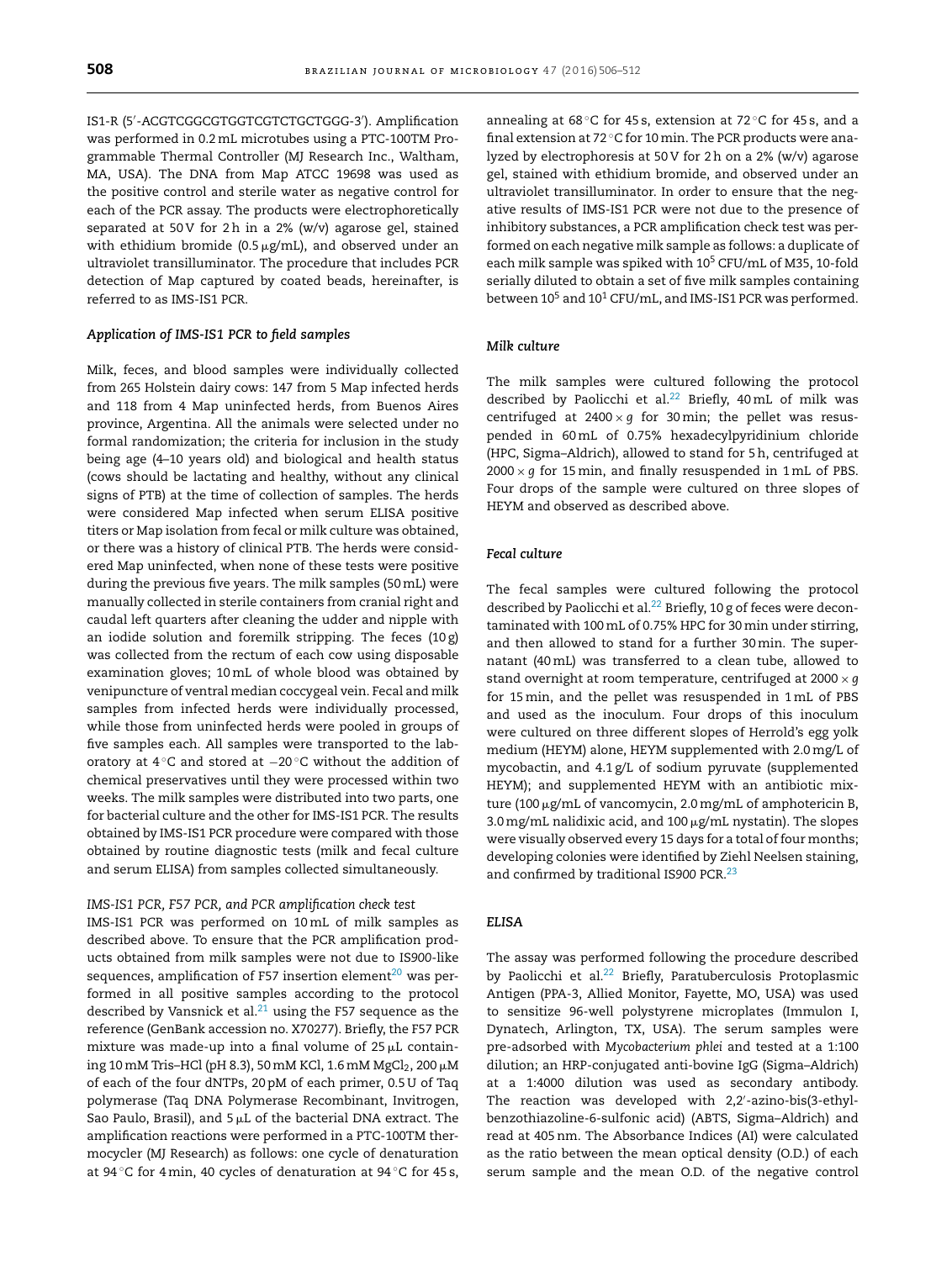IS1-R (5′-ACGTCGGCGTGGTCGTCTGCTGGG-3′). Amplification was performed in 0.2 mL microtubes using a PTC-100TM Programmable Thermal Controller (MJ Research Inc., Waltham, MA, USA). The DNA from Map ATCC 19698 was used as the positive control and sterile water as negative control for each of the PCR assay. The products were electrophoretically separated at 50 V for 2 h in a 2% (w/v) agarose gel, stained with ethidium bromide (0.5 μg/mL), and observed under an ultraviolet transilluminator. The procedure that includes PCR detection of Map captured by coated beads, hereinafter, is referred to as IMS-IS1 PCR.

### *Application of IMS-IS1 PCR to field samples*

Milk, feces, and blood samples were individually collected from 265 Holstein dairy cows: 147 from 5 Map infected herds and 118 from 4 Map uninfected herds, from Buenos Aires province, Argentina. All the animals were selected under no formal randomization; the criteria for inclusion in the study being age (4–10 years old) and biological and health status (cows should be lactating and healthy, without any clinical signs of PTB) at the time of collection of samples. The herds were considered Map infected when serum ELISA positive titers or Map isolation from fecal or milk culture was obtained, or there was a history of clinical PTB. The herds were considered Map uninfected, when none of these tests were positive during the previous five years. The milk samples (50 mL) were manually collected in sterile containers from cranial right and caudal left quarters after cleaning the udder and nipple with an iodide solution and foremilk stripping. The feces (10 g) was collected from the rectum of each cow using disposable examination gloves; 10 mL of whole blood was obtained by venipuncture of ventral median coccygeal vein. Fecal and milk samples from infected herds were individually processed, while those from uninfected herds were pooled in groups of five samples each. All samples were transported to the laboratory at 4 °C and stored at −20 °C without the addition of chemical preservatives until they were processed within two weeks. The milk samples were distributed into two parts, one for bacterial culture and the other for IMS-IS1 PCR. The results obtained by IMS-IS1 PCR procedure were compared with those obtained by routine diagnostic tests (milk and fecal culture and serum ELISA) from samples collected simultaneously.

#### *IMS-IS1 PCR, F57 PCR, and PCR amplification check test*

IMS-IS1 PCR was performed on 10 mL of milk samples as described above. To ensure that the PCR amplification products obtained from milk samples were not due to *IS900*-like sequences, amplification of F57 insertion element[20] was performed in all positive samples according to the protocol described by Vansnick et al.[21] using the F57 sequence as the reference (GenBank accession no. X70277). Briefly, the F57 PCR mixture was made-up into a final volume of 25 μL containing 10 mM Tris–HCl (pH 8.3), 50 mM KCl, 1.6 mM $MgCl_2$, 200 μM of each of the four dNTPs, 20 pM of each primer, 0.5 U of Taq polymerase (Taq DNA Polymerase Recombinant, Invitrogen, Sao Paulo, Brasil), and 5 μL of the bacterial DNA extract. The amplification reactions were performed in a PTC-100TM thermocycler (MJ Research) as follows: one cycle of denaturation at 94 °C for 4 min, 40 cycles of denaturation at 94 °C for 45 s, annealing at 68 °C for 45 s, extension at 72 °C for 45 s, and a final extension at 72 °C for 10 min. The PCR products were analyzed by electrophoresis at 50 V for 2 h on a 2% (w/v) agarose gel, stained with ethidium bromide, and observed under an ultraviolet transilluminator. In order to ensure that the negative results of IMS-IS1 PCR were not due to the presence of inhibitory substances, a PCR amplification check test was performed on each negative milk sample as follows: a duplicate of each milk sample was spiked with $10^5$ CFU/mL of M35, 10-fold serially diluted to obtain a set of five milk samples containing between $10^5$ and $10^1$ CFU/mL, and IMS-IS1 PCR was performed.

### *Milk culture*

The milk samples were cultured following the protocol described by Paolicchi et al.[22] Briefly, 40 mL of milk was centrifuged at 2400 × *g* for 30 min; the pellet was resuspended in 60 mL of 0.75% hexadecylpyridinium chloride (HPC, Sigma–Aldrich), allowed to stand for 5 h, centrifuged at 2000 × *g* for 15 min, and finally resuspended in 1 mL of PBS. Four drops of the sample were cultured on three slopes of HEYM and observed as described above.

### *Fecal culture*

The fecal samples were cultured following the protocol described by Paolicchi et al.[22] Briefly, 10 g of feces were decontaminated with 100 mL of 0.75% HPC for 30 min under stirring, and then allowed to stand for a further 30 min. The supernatant (40 mL) was transferred to a clean tube, allowed to stand overnight at room temperature, centrifuged at 2000 × *g* for 15 min, and the pellet was resuspended in 1 mL of PBS and used as the inoculum. Four drops of this inoculum were cultured on three different slopes of Herrold's egg yolk medium (HEYM) alone, HEYM supplemented with 2.0 mg/L of mycobactin, and 4.1 g/L of sodium pyruvate (supplemented HEYM); and supplemented HEYM with an antibiotic mixture (100 μg/mL of vancomycin, 2.0 mg/mL of amphotericin B, 3.0 mg/mL nalidixic acid, and 100 μg/mL nystatin). The slopes were visually observed every 15 days for a total of four months; developing colonies were identified by Ziehl Neelsen staining, and confirmed by traditional *IS900* PCR.[23]

### *ELISA*

The assay was performed following the procedure described by Paolicchi et al.[22] Briefly, Paratuberculosis Protoplasmic Antigen (PPA-3, Allied Monitor, Fayette, MO, USA) was used to sensitize 96-well polystyrene microplates (Immulon I, Dynatech, Arlington, TX, USA). The serum samples were pre-adsorbed with *Mycobacterium phlei* and tested at a 1:100 dilution; an HRP-conjugated anti-bovine IgG (Sigma–Aldrich) at a 1:4000 dilution was used as secondary antibody. The reaction was developed with 2,2′-azino-bis(3-ethylbenzothiazoline-6-sulfonic acid) (ABTS, Sigma–Aldrich) and read at 405 nm. The Absorbance Indices (AI) were calculated as the ratio between the mean optical density (O.D.) of each serum sample and the mean O.D. of the negative control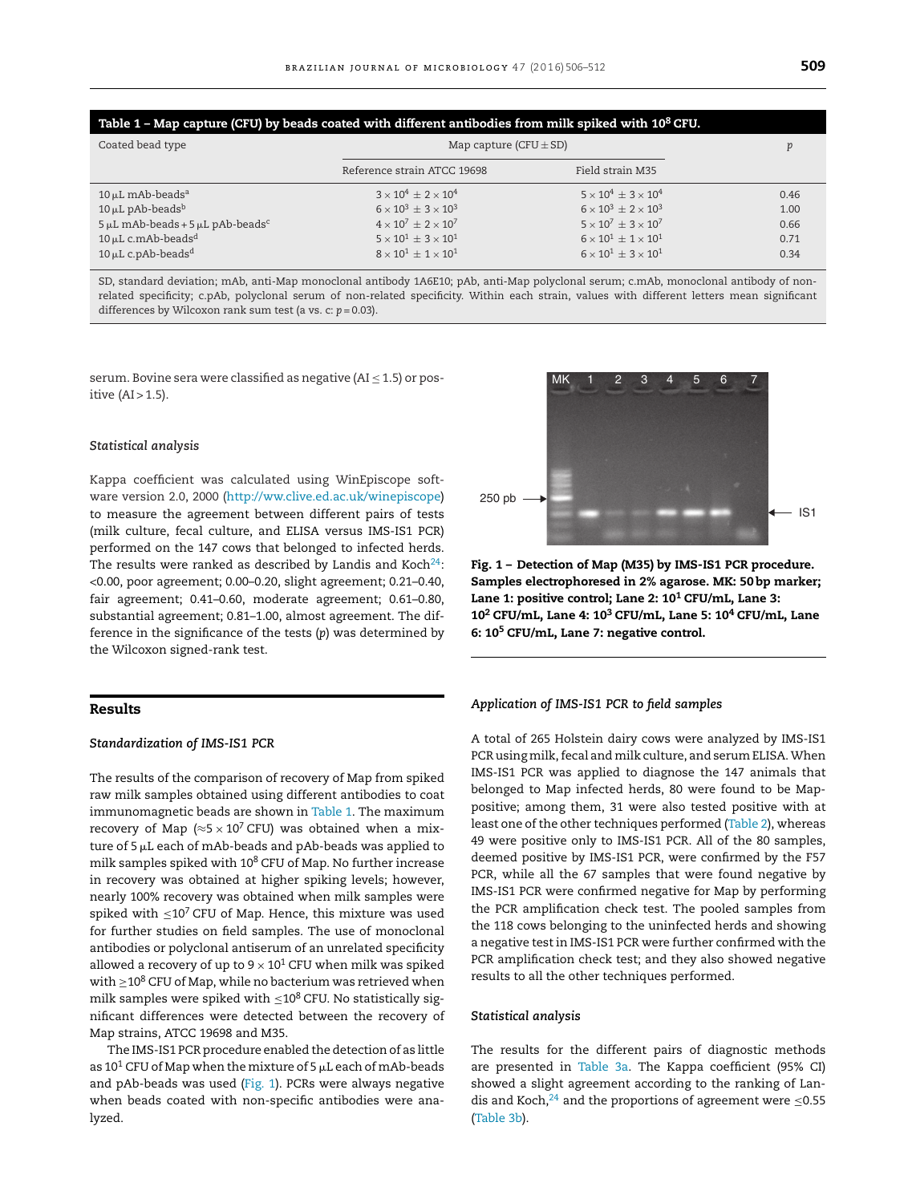**Table 1 – Map capture (CFU) by beads coated with different antibodies from milk spiked with $10^8$ CFU.**

| Coated bead type | Map capture (CFU ± SD) | | $p$ |
|---|---|---|---|
| | Reference strain ATCC 19698 | Field strain M35 | |
| 10 μL mAb-beads[a] | $3 \times 10^4 \pm 2 \times 10^4$ | $5 \times 10^4 \pm 3 \times 10^4$ | 0.46 |
| 10 μL pAb-beads[b] | $6 \times 10^3 \pm 3 \times 10^3$ | $6 \times 10^3 \pm 2 \times 10^3$ | 1.00 |
| 5 μL mAb-beads + 5 μL pAb-beads[c] | $4 \times 10^7 \pm 2 \times 10^7$ | $5 \times 10^7 \pm 3 \times 10^7$ | 0.66 |
| 10 μL c.mAb-beads[d] | $5 \times 10^1 \pm 3 \times 10^1$ | $6 \times 10^1 \pm 1 \times 10^1$ | 0.71 |
| 10 μL c.pAb-beads[d] | $8 \times 10^1 \pm 1 \times 10^1$ | $6 \times 10^1 \pm 3 \times 10^1$ | 0.34 |

SD, standard deviation; mAb, anti-Map monoclonal antibody 1A6E10; pAb, anti-Map polyclonal serum; c.mAb, monoclonal antibody of non-related specificity; c.pAb, polyclonal serum of non-related specificity. Within each strain, values with different letters mean significant differences by Wilcoxon rank sum test (a vs. c: $p = 0.03$).

serum. Bovine sera were classified as negative (AI ≤ 1.5) or positive (AI > 1.5).

### Statistical analysis

Kappa coefficient was calculated using WinEpiscope software version 2.0, 2000 (http://ww.clive.ed.ac.uk/winepiscope) to measure the agreement between different pairs of tests (milk culture, fecal culture, and ELISA versus IMS-IS1 PCR) performed on the 147 cows that belonged to infected herds. The results were ranked as described by Landis and Koch[24]: <0.00, poor agreement; 0.00–0.20, slight agreement; 0.21–0.40, fair agreement; 0.41–0.60, moderate agreement; 0.61–0.80, substantial agreement; 0.81–1.00, almost agreement. The difference in the significance of the tests ($p$) was determined by the Wilcoxon signed-rank test.

## Results

### Standardization of IMS-IS1 PCR

The results of the comparison of recovery of Map from spiked raw milk samples obtained using different antibodies to coat immunomagnetic beads are shown in Table 1. The maximum recovery of Map (≈$5 \times 10^7$ CFU) was obtained when a mixture of 5 μL each of mAb-beads and pAb-beads was applied to milk samples spiked with $10^8$ CFU of Map. No further increase in recovery was obtained at higher spiking levels; however, nearly 100% recovery was obtained when milk samples were spiked with ≤$10^7$ CFU of Map. Hence, this mixture was used for further studies on field samples. The use of monoclonal antibodies or polyclonal antiserum of an unrelated specificity allowed a recovery of up to $9 \times 10^1$ CFU when milk was spiked with ≥$10^8$ CFU of Map, while no bacterium was retrieved when milk samples were spiked with ≤$10^8$ CFU. No statistically significant differences were detected between the recovery of Map strains, ATCC 19698 and M35.

The IMS-IS1 PCR procedure enabled the detection of as little as $10^1$ CFU of Map when the mixture of 5 μL each of mAb-beads and pAb-beads was used (Fig. 1). PCRs were always negative when beads coated with non-specific antibodies were analyzed.

**Fig. 1 – Detection of Map (M35) by IMS-IS1 PCR procedure. Samples electrophoresed in 2% agarose. MK: 50 bp marker; Lane 1: positive control; Lane 2: $10^1$ CFU/mL, Lane 3: $10^2$ CFU/mL, Lane 4: $10^3$ CFU/mL, Lane 5: $10^4$ CFU/mL, Lane 6: $10^5$ CFU/mL, Lane 7: negative control.**

### Application of IMS-IS1 PCR to field samples

A total of 265 Holstein dairy cows were analyzed by IMS-IS1 PCR using milk, fecal and milk culture, and serum ELISA. When IMS-IS1 PCR was applied to diagnose the 147 animals that belonged to Map infected herds, 80 were found to be Map-positive; among them, 31 were also tested positive with at least one of the other techniques performed (Table 2), whereas 49 were positive only to IMS-IS1 PCR. All of the 80 samples, deemed positive by IMS-IS1 PCR, were confirmed by the F57 PCR, while all the 67 samples that were found negative by IMS-IS1 PCR were confirmed negative for Map by performing the PCR amplification check test. The pooled samples from the 118 cows belonging to the uninfected herds and showing a negative test in IMS-IS1 PCR were further confirmed with the PCR amplification check test; and they also showed negative results to all the other techniques performed.

### Statistical analysis

The results for the different pairs of diagnostic methods are presented in Table 3a. The Kappa coefficient (95% CI) showed a slight agreement according to the ranking of Landis and Koch,[24] and the proportions of agreement were ≤0.55 (Table 3b).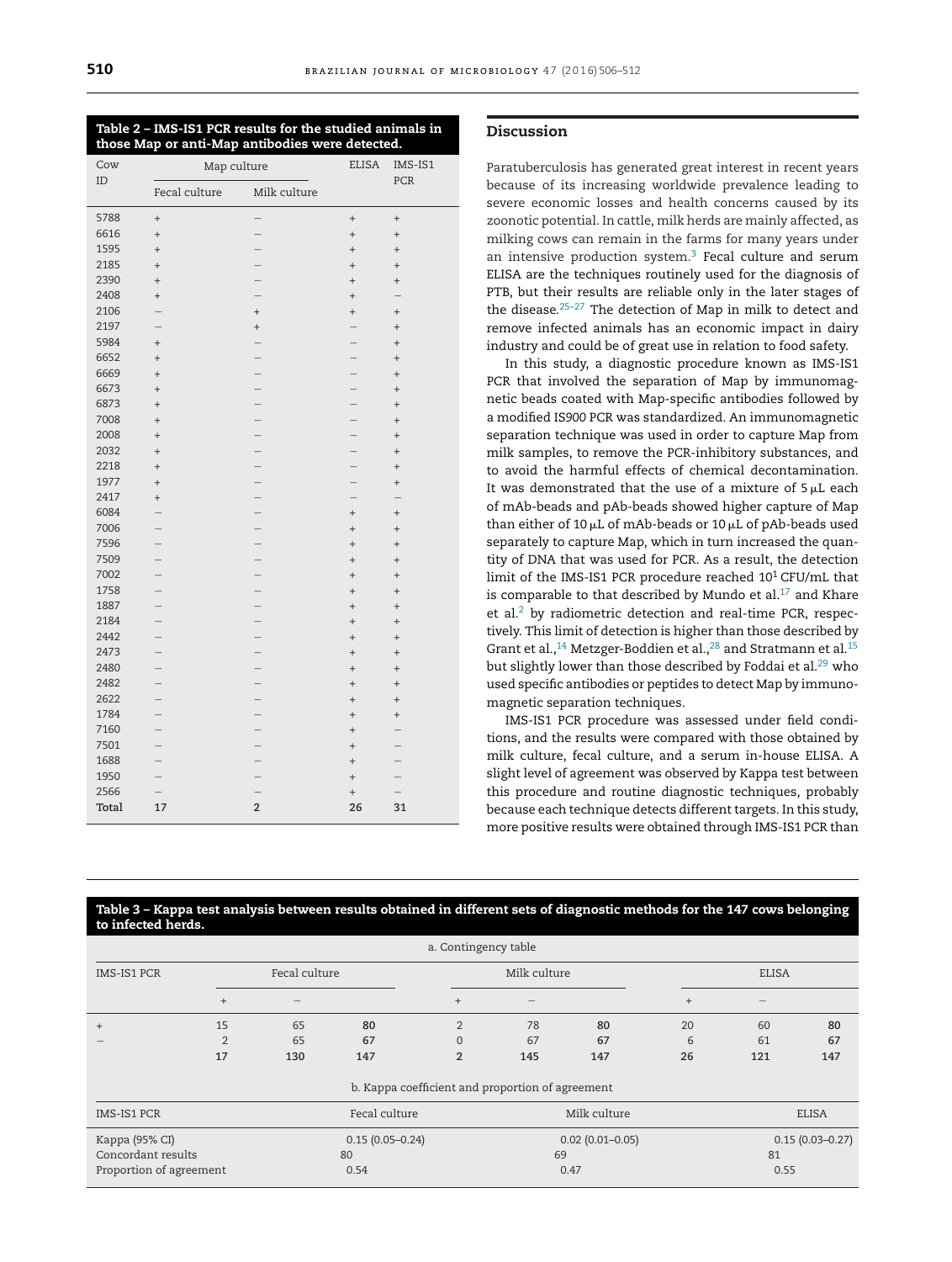**Table 2 – IMS-IS1 PCR results for the studied animals in those Map or anti-Map antibodies were detected.**

| Cow ID | Map culture | | ELISA | IMS-IS1 PCR |
|---|---|---|---|---|
| | Fecal culture | Milk culture | | |
| 5788 | + | – | + | + |
| 6616 | + | – | + | + |
| 1595 | + | – | + | + |
| 2185 | + | – | + | + |
| 2390 | + | – | + | + |
| 2408 | + | – | + | – |
| 2106 | – | + | + | + |
| 2197 | – | + | – | + |
| 5984 | + | – | – | + |
| 6652 | + | – | – | + |
| 6669 | + | – | – | + |
| 6673 | + | – | – | + |
| 6873 | + | – | – | + |
| 7008 | + | – | – | + |
| 2008 | + | – | – | + |
| 2032 | + | – | – | + |
| 2218 | + | – | – | + |
| 1977 | + | – | – | + |
| 2417 | + | – | – | – |
| 6084 | – | – | + | + |
| 7006 | – | – | + | + |
| 7596 | – | – | + | + |
| 7509 | – | – | + | + |
| 7002 | – | – | + | + |
| 1758 | – | – | + | + |
| 1887 | – | – | + | + |
| 2184 | – | – | + | + |
| 2442 | – | – | + | + |
| 2473 | – | – | + | + |
| 2480 | – | – | + | + |
| 2482 | – | – | + | + |
| 2622 | – | – | + | + |
| 1784 | – | – | + | + |
| 7160 | – | – | + | – |
| 7501 | – | – | + | – |
| 1688 | – | – | + | – |
| 1950 | – | – | + | – |
| 2566 | – | – | + | – |
| **Total** | **17** | **2** | **26** | **31** |

## Discussion

Paratuberculosis has generated great interest in recent years because of its increasing worldwide prevalence leading to severe economic losses and health concerns caused by its zoonotic potential. In cattle, milk herds are mainly affected, as milking cows can remain in the farms for many years under an intensive production system.[3] Fecal culture and serum ELISA are the techniques routinely used for the diagnosis of PTB, but their results are reliable only in the later stages of the disease.[25–27] The detection of Map in milk to detect and remove infected animals has an economic impact in dairy industry and could be of great use in relation to food safety.

In this study, a diagnostic procedure known as IMS-IS1 PCR that involved the separation of Map by immunomagnetic beads coated with Map-specific antibodies followed by a modified IS900 PCR was standardized. An immunomagnetic separation technique was used in order to capture Map from milk samples, to remove the PCR-inhibitory substances, and to avoid the harmful effects of chemical decontamination. It was demonstrated that the use of a mixture of 5 μL each of mAb-beads and pAb-beads showed higher capture of Map than either of 10 μL of mAb-beads or 10 μL of pAb-beads used separately to capture Map, which in turn increased the quantity of DNA that was used for PCR. As a result, the detection limit of the IMS-IS1 PCR procedure reached $10^1$ CFU/mL that is comparable to that described by Mundo et al.[17] and Khare et al.[2] by radiometric detection and real-time PCR, respectively. This limit of detection is higher than those described by Grant et al.,[14] Metzger-Boddien et al.,[28] and Stratmann et al.[15] but slightly lower than those described by Foddai et al.[29] who used specific antibodies or peptides to detect Map by immunomagnetic separation techniques.

IMS-IS1 PCR procedure was assessed under field conditions, and the results were compared with those obtained by milk culture, fecal culture, and a serum in-house ELISA. A slight level of agreement was observed by Kappa test between this procedure and routine diagnostic techniques, probably because each technique detects different targets. In this study, more positive results were obtained through IMS-IS1 PCR than

**Table 3 – Kappa test analysis between results obtained in different sets of diagnostic methods for the 147 cows belonging to infected herds.**

a. Contingency table

| IMS-IS1 PCR | Fecal culture | | | Milk culture | | | ELISA | | |
|---|---|---|---|---|---|---|---|---|---|
| | + | – | | + | – | | + | – | |
| + | 15 | 65 | **80** | 2 | 78 | **80** | 20 | 60 | **80** |
| – | 2 | 65 | **67** | 0 | 67 | **67** | 6 | 61 | **67** |
| | **17** | **130** | **147** | **2** | **145** | **147** | **26** | **121** | **147** |

b. Kappa coefficient and proportion of agreement

| IMS-IS1 PCR | Fecal culture | Milk culture | ELISA |
|---|---|---|---|
| Kappa (95% CI) | 0.15 (0.05–0.24) | 0.02 (0.01–0.05) | 0.15 (0.03–0.27) |
| Concordant results | 80 | 69 | 81 |
| Proportion of agreement | 0.54 | 0.47 | 0.55 |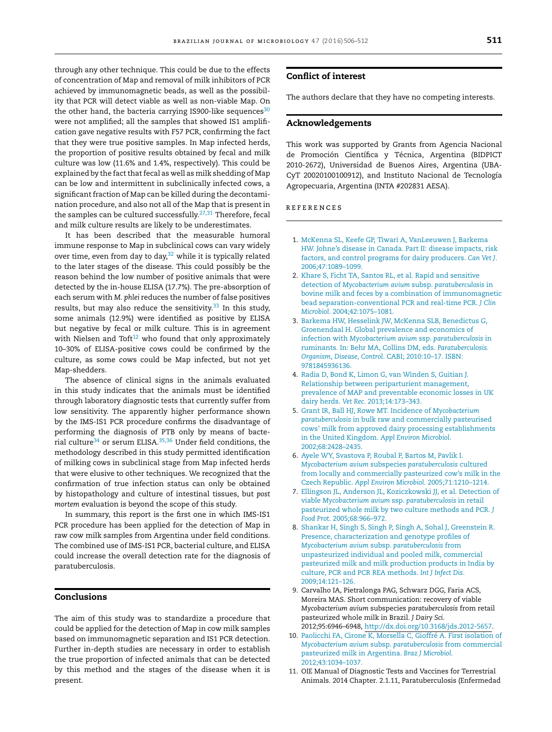through any other technique. This could be due to the effects of concentration of Map and removal of milk inhibitors of PCR achieved by immunomagnetic beads, as well as the possibility that PCR will detect viable as well as non-viable Map. On the other hand, the bacteria carrying IS900-like sequences[30] were not amplified; all the samples that showed IS1 amplification gave negative results with F57 PCR, confirming the fact that they were true positive samples. In Map infected herds, the proportion of positive results obtained by fecal and milk culture was low (11.6% and 1.4%, respectively). This could be explained by the fact that fecal as well as milk shedding of Map can be low and intermittent in subclinically infected cows, a significant fraction of Map can be killed during the decontamination procedure, and also not all of the Map that is present in the samples can be cultured successfully.[27,31] Therefore, fecal and milk culture results are likely to be underestimates.

It has been described that the measurable humoral immune response to Map in subclinical cows can vary widely over time, even from day to day,[32] while it is typically related to the later stages of the disease. This could possibly be the reason behind the low number of positive animals that were detected by the in-house ELISA (17.7%). The pre-absorption of each serum with *M. phlei* reduces the number of false positives results, but may also reduce the sensitivity.[33] In this study, some animals (12.9%) were identified as positive by ELISA but negative by fecal or milk culture. This is in agreement with Nielsen and Toft[12] who found that only approximately 10–30% of ELISA-positive cows could be confirmed by the culture, as some cows could be Map infected, but not yet Map-shedders.

The absence of clinical signs in the animals evaluated in this study indicates that the animals must be identified through laboratory diagnostic tests that currently suffer from low sensitivity. The apparently higher performance shown by the IMS-IS1 PCR procedure confirms the disadvantage of performing the diagnosis of PTB only by means of bacterial culture[34] or serum ELISA.[35,36] Under field conditions, the methodology described in this study permitted identification of milking cows in subclinical stage from Map infected herds that were elusive to other techniques. We recognized that the confirmation of true infection status can only be obtained by histopathology and culture of intestinal tissues, but *post mortem* evaluation is beyond the scope of this study.

In summary, this report is the first one in which IMS-IS1 PCR procedure has been applied for the detection of Map in raw cow milk samples from Argentina under field conditions. The combined use of IMS-IS1 PCR, bacterial culture, and ELISA could increase the overall detection rate for the diagnosis of paratuberculosis.

## Conclusions

The aim of this study was to standardize a procedure that could be applied for the detection of Map in cow milk samples based on immunomagnetic separation and IS1 PCR detection. Further in-depth studies are necessary in order to establish the true proportion of infected animals that can be detected by this method and the stages of the disease when it is present.

## Conflict of interest

The authors declare that they have no competing interests.

## Acknowledgements

This work was supported by Grants from Agencia Nacional de Promoción Científica y Técnica, Argentina (BIDPICT 2010-2672), Universidad de Buenos Aires, Argentina (UBA-CyT 20020100100912), and Instituto Nacional de Tecnología Agropecuaria, Argentina (INTA #202831 AESA).

## REFERENCES

1. McKenna SL, Keefe GP, Tiwari A, VanLeeuwen J, Barkema HW. Johne's disease in Canada. Part II: disease impacts, risk factors, and control programs for dairy producers. *Can Vet J*. 2006;47:1089–1099.
2. Khare S, Ficht TA, Santos RL, et al. Rapid and sensitive detection of *Mycobacterium avium* subsp. *paratuberculosis* in bovine milk and feces by a combination of immunomagnetic bead separation-conventional PCR and real-time PCR. *J Clin Microbiol*. 2004;42:1075–1081.
3. Barkema HW, Hesselink JW, McKenna SLB, Benedictus G, Groenendaal H. Global prevalence and economics of infection with *Mycobacterium avium* ssp. *paratuberculosis* in ruminants. In: Behr MA, Collins DM, eds. *Paratuberculosis. Organism, Disease, Control*. CABI; 2010:10–17. ISBN: 9781845936136.
4. Radia D, Bond K, Limon G, van Winden S, Guitian J. Relationship between periparturient management, prevalence of MAP and preventable economic losses in UK dairy herds. *Vet Rec*. 2013;14:173–343.
5. Grant IR, Ball HJ, Rowe MT. Incidence of *Mycobacterium paratuberculosis* in bulk raw and commercially pasteurised cows' milk from approved dairy processing establishments in the United Kingdom. *Appl Environ Microbiol*. 2002;68:2428–2435.
6. Ayele WY, Svastova P, Roubal P, Bartos M, Pavlik I. *Mycobacterium avium* subspecies *paratuberculosis* cultured from locally and commercially pasteurized cow's milk in the Czech Republic. *Appl Environ Microbiol*. 2005;71:1210–1214.
7. Ellingson JL, Anderson JL, Koziczkowski JJ, et al. Detection of viable *Mycobacterium avium* ssp. *paratuberculosis* in retail pasteurized whole milk by two culture methods and PCR. *J Food Prot*. 2005;68:966–972.
8. Shankar H, Singh S, Singh P, Singh A, Sohal J, Greenstein R. Presence, characterization and genotype profiles of *Mycobacterium avium* subsp. *paratuberculosis* from unpasteurized individual and pooled milk, commercial pasteurized milk and milk production products in India by culture, PCR and PCR REA methods. *Int J Infect Dis*. 2009;14:121–126.
9. Carvalho IA, Pietralonga PAG, Schwarz DGG, Faria ACS, Moreira MAS. Short communication: recovery of viable *Mycobacterium avium* subspecies *paratuberculosis* from retail pasteurized whole milk in Brazil. *J Dairy Sci*. 2012;95:6946–6948, http://dx.doi.org/10.3168/jds.2012-5657.
10. Paolicchi FA, Cirone K, Morsella C, Gioffré A. First isolation of *Mycobacterium avium* subsp. *paratuberculosis* from commercial pasteurized milk in Argentina. *Braz J Microbiol*. 2012;43:1034–1037.
11. OIE Manual of Diagnostic Tests and Vaccines for Terrestrial Animals. 2014 Chapter. 2.1.11, Paratuberculosis (Enfermedad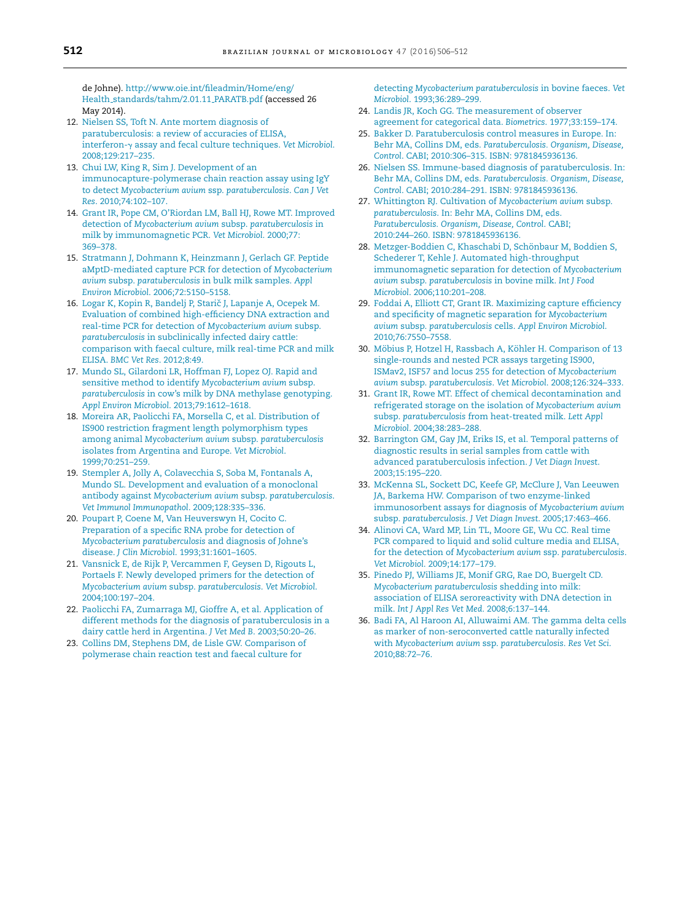de Johne). http://www.oie.int/fileadmin/Home/eng/Health_standards/tahm/2.01.11_PARATB.pdf (accessed 26 May 2014).

12. Nielsen SS, Toft N. Ante mortem diagnosis of paratuberculosis: a review of accuracies of ELISA, interferon-γ assay and fecal culture techniques. *Vet Microbiol*. 2008;129:217–235.
13. Chui LW, King R, Sim J. Development of an immunocapture-polymerase chain reaction assay using IgY to detect *Mycobacterium avium* ssp. *paratuberculosis*. *Can J Vet Res*. 2010;74:102–107.
14. Grant IR, Pope CM, O'Riordan LM, Ball HJ, Rowe MT. Improved detection of *Mycobacterium avium* subsp. *paratuberculosis* in milk by immunomagnetic PCR. *Vet Microbiol*. 2000;77: 369–378.
15. Stratmann J, Dohmann K, Heinzmann J, Gerlach GF. Peptide aMptD-mediated capture PCR for detection of *Mycobacterium avium* subsp. *paratuberculosis* in bulk milk samples. *Appl Environ Microbiol*. 2006;72:5150–5158.
16. Logar K, Kopin R, Bandelj P, Starič J, Lapanje A, Ocepek M. Evaluation of combined high-efficiency DNA extraction and real-time PCR for detection of *Mycobacterium avium* subsp. *paratuberculosis* in subclinically infected dairy cattle: comparison with faecal culture, milk real-time PCR and milk ELISA. *BMC Vet Res*. 2012;8:49.
17. Mundo SL, Gilardoni LR, Hoffman FJ, Lopez OJ. Rapid and sensitive method to identify *Mycobacterium avium* subsp. *paratuberculosis* in cow's milk by DNA methylase genotyping. *Appl Environ Microbiol*. 2013;79:1612–1618.
18. Moreira AR, Paolicchi FA, Morsella C, et al. Distribution of IS900 restriction fragment length polymorphism types among animal *Mycobacterium avium* subsp. *paratuberculosis* isolates from Argentina and Europe. *Vet Microbiol*. 1999;70:251–259.
19. Stempler A, Jolly A, Colavecchia S, Soba M, Fontanals A, Mundo SL. Development and evaluation of a monoclonal antibody against *Mycobacterium avium* subsp. *paratuberculosis*. *Vet Immunol Immunopathol*. 2009;128:335–336.
20. Poupart P, Coene M, Van Heuverswyn H, Cocito C. Preparation of a specific RNA probe for detection of *Mycobacterium paratuberculosis* and diagnosis of Johne's disease. *J Clin Microbiol*. 1993;31:1601–1605.
21. Vansnick E, de Rijk P, Vercammen F, Geysen D, Rigouts L, Portaels F. Newly developed primers for the detection of *Mycobacterium avium* subsp. *paratuberculosis*. *Vet Microbiol*. 2004;100:197–204.
22. Paolicchi FA, Zumarraga MJ, Gioffre A, et al. Application of different methods for the diagnosis of paratuberculosis in a dairy cattle herd in Argentina. *J Vet Med B*. 2003;50:20–26.
23. Collins DM, Stephens DM, de Lisle GW. Comparison of polymerase chain reaction test and faecal culture for detecting *Mycobacterium paratuberculosis* in bovine faeces. *Vet Microbiol*. 1993;36:289–299.
24. Landis JR, Koch GG. The measurement of observer agreement for categorical data. *Biometrics*. 1977;33:159–174.
25. Bakker D. Paratuberculosis control measures in Europe. In: Behr MA, Collins DM, eds. *Paratuberculosis. Organism, Disease, Control*. CABI; 2010:306–315. ISBN: 9781845936136.
26. Nielsen SS. Immune-based diagnosis of paratuberculosis. In: Behr MA, Collins DM, eds. *Paratuberculosis. Organism, Disease, Control*. CABI; 2010:284–291. ISBN: 9781845936136.
27. Whittington RJ. Cultivation of *Mycobacterium avium* subsp. *paratuberculosis*. In: Behr MA, Collins DM, eds. *Paratuberculosis. Organism, Disease, Control*. CABI; 2010:244–260. ISBN: 9781845936136.
28. Metzger-Boddien C, Khaschabi D, Schönbaur M, Boddien S, Schederer T, Kehle J. Automated high-throughput immunomagnetic separation for detection of *Mycobacterium avium* subsp. *paratuberculosis* in bovine milk. *Int J Food Microbiol*. 2006;110:201–208.
29. Foddai A, Elliott CT, Grant IR. Maximizing capture efficiency and specificity of magnetic separation for *Mycobacterium avium* subsp. *paratuberculosis* cells. *Appl Environ Microbiol*. 2010;76:7550–7558.
30. Möbius P, Hotzel H, Rassbach A, Köhler H. Comparison of 13 single-rounds and nested PCR assays targeting IS900, ISMav2, ISF57 and locus 255 for detection of *Mycobacterium avium* subsp. *paratuberculosis*. *Vet Microbiol*. 2008;126:324–333.
31. Grant IR, Rowe MT. Effect of chemical decontamination and refrigerated storage on the isolation of *Mycobacterium avium* subsp. *paratuberculosis* from heat-treated milk. *Lett Appl Microbiol*. 2004;38:283–288.
32. Barrington GM, Gay JM, Eriks IS, et al. Temporal patterns of diagnostic results in serial samples from cattle with advanced paratuberculosis infection. *J Vet Diagn Invest*. 2003;15:195–220.
33. McKenna SL, Sockett DC, Keefe GP, McClure J, Van Leeuwen JA, Barkema HW. Comparison of two enzyme-linked immunosorbent assays for diagnosis of *Mycobacterium avium* subsp. *paratuberculosis*. *J Vet Diagn Invest*. 2005;17:463–466.
34. Alinovi CA, Ward MP, Lin TL, Moore GE, Wu CC. Real time PCR compared to liquid and solid culture media and ELISA, for the detection of *Mycobacterium avium* ssp. *paratuberculosis*. *Vet Microbiol*. 2009;14:177–179.
35. Pinedo PJ, Williams JE, Monif GRG, Rae DO, Buergelt CD. *Mycobacterium paratuberculosis* shedding into milk: association of ELISA seroreactivity with DNA detection in milk. *Int J Appl Res Vet Med*. 2008;6:137–144.
36. Badi FA, Al Haroon AI, Alluwaimi AM. The gamma delta cells as marker of non-seroconverted cattle naturally infected with *Mycobacterium avium* ssp. *paratuberculosis*. *Res Vet Sci*. 2010;88:72–76.